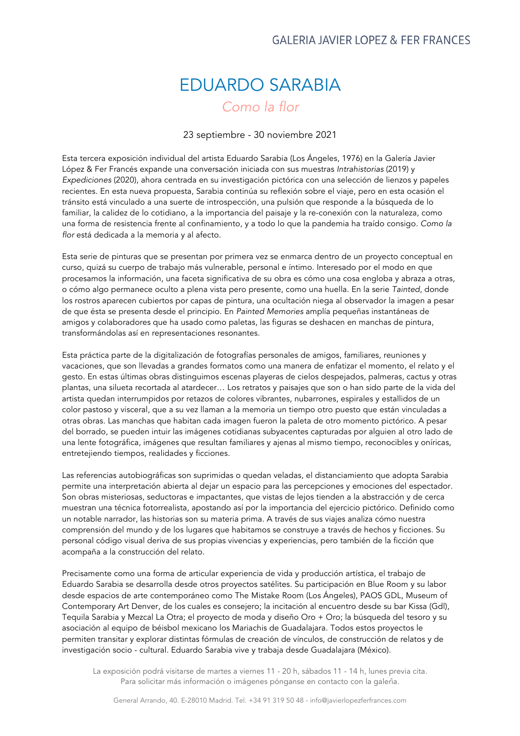GALERIA JAVIER LOPEZ & FER FRANCES

# EDUARDO SARABIA

## *Como la flor*

23 septiembre - 30 noviembre 2021

Esta tercera exposición individual del artista Eduardo Sarabia (Los Ángeles, 1976) en la Galería Javier López & Fer Francés expande una conversación iniciada con sus muestras *Intrahistorias* (2019) y *Expediciones* (2020), ahora centrada en su investigación pictórica con una selección de lienzos y papeles recientes. En esta nueva propuesta, Sarabia continúa su reflexión sobre el viaje, pero en esta ocasión el tránsito está vinculado a una suerte de introspección, una pulsión que responde a la búsqueda de lo familiar, la calidez de lo cotidiano, a la importancia del paisaje y la re-conexión con la naturaleza, como una forma de resistencia frente al confinamiento, y a todo lo que la pandemia ha traído consigo. *Como la flor* está dedicada a la memoria y al afecto.

Esta serie de pinturas que se presentan por primera vez se enmarca dentro de un proyecto conceptual en curso, quizá su cuerpo de trabajo más vulnerable, personal e íntimo. Interesado por el modo en que procesamos la información, una faceta significativa de su obra es cómo una cosa engloba y abraza a otras, o cómo algo permanece oculto a plena vista pero presente, como una huella. En la serie *Tainted*, donde los rostros aparecen cubiertos por capas de pintura, una ocultación niega al observador la imagen a pesar de que ésta se presenta desde el principio. En *Painted Memories* amplía pequeñas instantáneas de amigos y colaboradores que ha usado como paletas, las figuras se deshacen en manchas de pintura, transformándolas así en representaciones resonantes.

Esta práctica parte de la digitalización de fotografías personales de amigos, familiares, reuniones y vacaciones, que son llevadas a grandes formatos como una manera de enfatizar el momento, el relato y el gesto. En estas últimas obras distinguimos escenas playeras de cielos despejados, palmeras, cactus y otras plantas, una silueta recortada al atardecer… Los retratos y paisajes que son o han sido parte de la vida del artista quedan interrumpidos por retazos de colores vibrantes, nubarrones, espirales y estallidos de un color pastoso y visceral, que a su vez llaman a la memoria un tiempo otro puesto que están vinculadas a otras obras. Las manchas que habitan cada imagen fueron la paleta de otro momento pictórico. A pesar del borrado, se pueden intuir las imágenes cotidianas subyacentes capturadas por alguien al otro lado de una lente fotográfica, imágenes que resultan familiares y ajenas al mismo tiempo, reconocibles y oníricas, entretejiendo tiempos, realidades y ficciones.

Las referencias autobiográficas son suprimidas o quedan veladas, el distanciamiento que adopta Sarabia permite una interpretación abierta al dejar un espacio para las percepciones y emociones del espectador. Son obras misteriosas, seductoras e impactantes, que vistas de lejos tienden a la abstracción y de cerca muestran una técnica fotorrealista, apostando así por la importancia del ejercicio pictórico. Definido como un notable narrador, las historias son su materia prima. A través de sus viajes analiza cómo nuestra comprensión del mundo y de los lugares que habitamos se construye a través de hechos y ficciones. Su personal código visual deriva de sus propias vivencias y experiencias, pero también de la ficción que acompaña a la construcción del relato.

Precisamente como una forma de articular experiencia de vida y producción artística, el trabajo de Eduardo Sarabia se desarrolla desde otros proyectos satélites. Su participación en Blue Room y su labor desde espacios de arte contemporáneo como The Mistake Room (Los Ángeles), PAOS GDL, Museum of Contemporary Art Denver, de los cuales es consejero; la incitación al encuentro desde su bar Kissa (Gdl), Tequila Sarabia y Mezcal La Otra; el proyecto de moda y diseño Oro + Oro; la búsqueda del tesoro y su asociación al equipo de béisbol mexicano los Mariachis de Guadalajara. Todos estos proyectos le permiten transitar y explorar distintas fórmulas de creación de vínculos, de construcción de relatos y de investigación socio - cultural. Eduardo Sarabia vive y trabaja desde Guadalajara (México).

La exposición podrá visitarse de martes a viernes 11 - 20 h, sábados 11 - 14 h, lunes previa cita.
Para solicitar más información o imágenes pónganse en contacto con la galería.

General Arrando, 40. E-28010 Madrid. Tel. +34 91 319 50 48 - info@javierlopezferfrances.com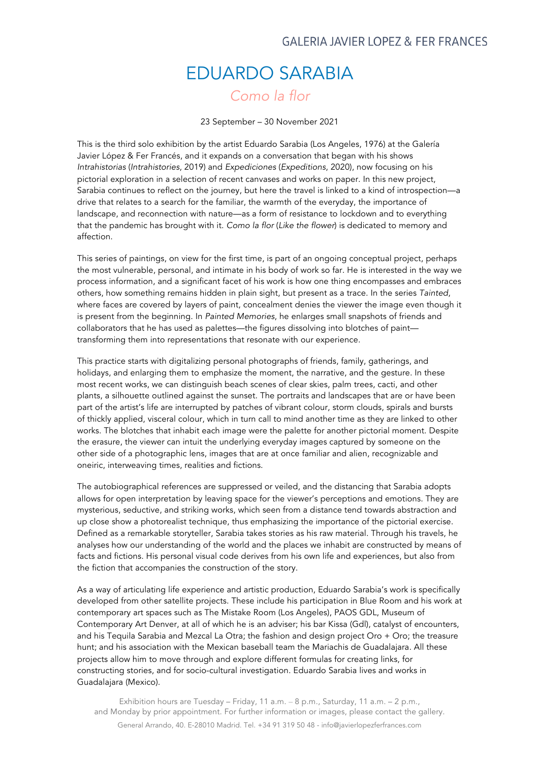GALERIA JAVIER LOPEZ & FER FRANCES

# EDUARDO SARABIA

## *Como la flor*

23 September – 30 November 2021

This is the third solo exhibition by the artist Eduardo Sarabia (Los Angeles, 1976) at the Galería Javier López & Fer Francés, and it expands on a conversation that began with his shows *Intrahistorias* (*Intrahistories*, 2019) and *Expediciones* (*Expeditions*, 2020), now focusing on his pictorial exploration in a selection of recent canvases and works on paper. In this new project, Sarabia continues to reflect on the journey, but here the travel is linked to a kind of introspection—a drive that relates to a search for the familiar, the warmth of the everyday, the importance of landscape, and reconnection with nature—as a form of resistance to lockdown and to everything that the pandemic has brought with it. *Como la flor* (*Like the flower*) is dedicated to memory and affection.

This series of paintings, on view for the first time, is part of an ongoing conceptual project, perhaps the most vulnerable, personal, and intimate in his body of work so far. He is interested in the way we process information, and a significant facet of his work is how one thing encompasses and embraces others, how something remains hidden in plain sight, but present as a trace. In the series *Tainted*, where faces are covered by layers of paint, concealment denies the viewer the image even though it is present from the beginning. In *Painted Memories*, he enlarges small snapshots of friends and collaborators that he has used as palettes—the figures dissolving into blotches of paint—transforming them into representations that resonate with our experience.

This practice starts with digitalizing personal photographs of friends, family, gatherings, and holidays, and enlarging them to emphasize the moment, the narrative, and the gesture. In these most recent works, we can distinguish beach scenes of clear skies, palm trees, cacti, and other plants, a silhouette outlined against the sunset. The portraits and landscapes that are or have been part of the artist's life are interrupted by patches of vibrant colour, storm clouds, spirals and bursts of thickly applied, visceral colour, which in turn call to mind another time as they are linked to other works. The blotches that inhabit each image were the palette for another pictorial moment. Despite the erasure, the viewer can intuit the underlying everyday images captured by someone on the other side of a photographic lens, images that are at once familiar and alien, recognizable and oneiric, interweaving times, realities and fictions.

The autobiographical references are suppressed or veiled, and the distancing that Sarabia adopts allows for open interpretation by leaving space for the viewer's perceptions and emotions. They are mysterious, seductive, and striking works, which seen from a distance tend towards abstraction and up close show a photorealist technique, thus emphasizing the importance of the pictorial exercise. Defined as a remarkable storyteller, Sarabia takes stories as his raw material. Through his travels, he analyses how our understanding of the world and the places we inhabit are constructed by means of facts and fictions. His personal visual code derives from his own life and experiences, but also from the fiction that accompanies the construction of the story.

As a way of articulating life experience and artistic production, Eduardo Sarabia's work is specifically developed from other satellite projects. These include his participation in Blue Room and his work at contemporary art spaces such as The Mistake Room (Los Angeles), PAOS GDL, Museum of Contemporary Art Denver, at all of which he is an adviser; his bar Kissa (Gdl), catalyst of encounters, and his Tequila Sarabia and Mezcal La Otra; the fashion and design project Oro + Oro; the treasure hunt; and his association with the Mexican baseball team the Mariachis de Guadalajara. All these projects allow him to move through and explore different formulas for creating links, for constructing stories, and for socio-cultural investigation. Eduardo Sarabia lives and works in Guadalajara (Mexico).

Exhibition hours are Tuesday – Friday, 11 a.m. – 8 p.m., Saturday, 11 a.m. – 2 p.m., and Monday by prior appointment. For further information or images, please contact the gallery.

General Arrando, 40. E-28010 Madrid. Tel. +34 91 319 50 48 - info@javierlopezferfrances.com